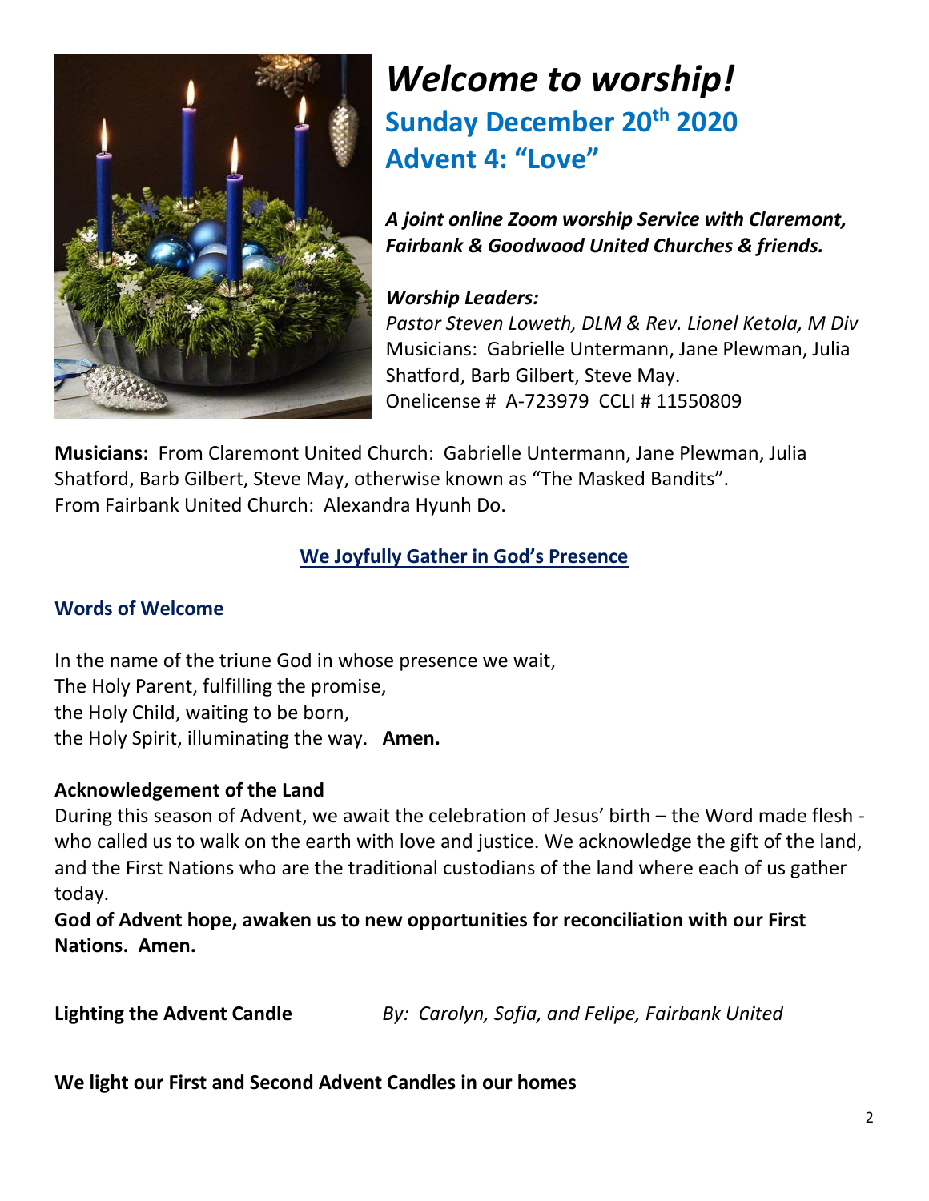# *Welcome to worship!*

## Sunday December 20th 2020
## Advent 4: "Love"

***A joint online Zoom worship Service with Claremont, Fairbank & Goodwood United Churches & friends.***

***Worship Leaders:***
*Pastor Steven Loweth, DLM & Rev. Lionel Ketola, M Div*
Musicians: Gabrielle Untermann, Jane Plewman, Julia Shatford, Barb Gilbert, Steve May.
Onelicense # A-723979 CCLI # 11550809

**Musicians:** From Claremont United Church: Gabrielle Untermann, Jane Plewman, Julia Shatford, Barb Gilbert, Steve May, otherwise known as "The Masked Bandits".
From Fairbank United Church: Alexandra Hyunh Do.

**We Joyfully Gather in God's Presence**

### Words of Welcome

In the name of the triune God in whose presence we wait,
The Holy Parent, fulfilling the promise,
the Holy Child, waiting to be born,
the Holy Spirit, illuminating the way. **Amen.**

**Acknowledgement of the Land**

During this season of Advent, we await the celebration of Jesus' birth – the Word made flesh - who called us to walk on the earth with love and justice. We acknowledge the gift of the land, and the First Nations who are the traditional custodians of the land where each of us gather today.

**God of Advent hope, awaken us to new opportunities for reconciliation with our First Nations. Amen.**

**Lighting the Advent Candle** *By: Carolyn, Sofia, and Felipe, Fairbank United*

**We light our First and Second Advent Candles in our homes**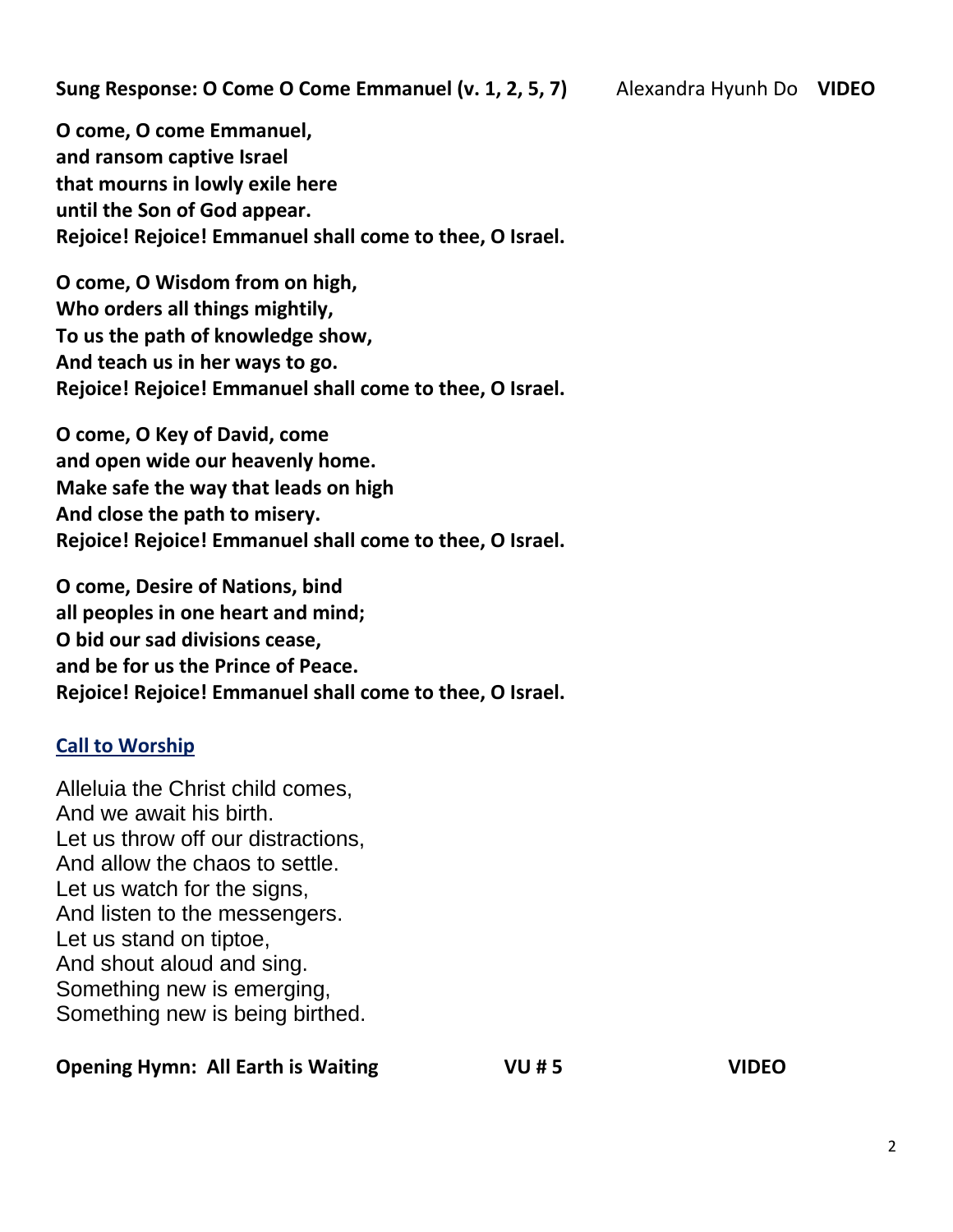**Sung Response: O Come O Come Emmanuel (v. 1, 2, 5, 7)** Alexandra Hyunh Do **VIDEO**

**O come, O come Emmanuel,**
**and ransom captive Israel**
**that mourns in lowly exile here**
**until the Son of God appear.**
**Rejoice! Rejoice! Emmanuel shall come to thee, O Israel.**

**O come, O Wisdom from on high,**
**Who orders all things mightily,**
**To us the path of knowledge show,**
**And teach us in her ways to go.**
**Rejoice! Rejoice! Emmanuel shall come to thee, O Israel.**

**O come, O Key of David, come**
**and open wide our heavenly home.**
**Make safe the way that leads on high**
**And close the path to misery.**
**Rejoice! Rejoice! Emmanuel shall come to thee, O Israel.**

**O come, Desire of Nations, bind**
**all peoples in one heart and mind;**
**O bid our sad divisions cease,**
**and be for us the Prince of Peace.**
**Rejoice! Rejoice! Emmanuel shall come to thee, O Israel.**

## Call to Worship

Alleluia the Christ child comes,
And we await his birth.
Let us throw off our distractions,
And allow the chaos to settle.
Let us watch for the signs,
And listen to the messengers.
Let us stand on tiptoe,
And shout aloud and sing.
Something new is emerging,
Something new is being birthed.

**Opening Hymn: All Earth is Waiting** **VU # 5** **VIDEO**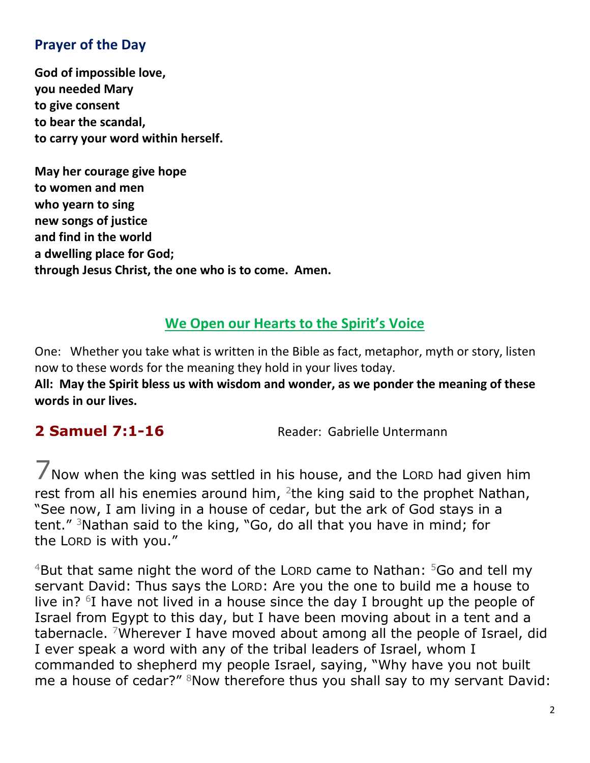## Prayer of the Day

**God of impossible love,**
**you needed Mary**
**to give consent**
**to bear the scandal,**
**to carry your word within herself.**

**May her courage give hope**
**to women and men**
**who yearn to sing**
**new songs of justice**
**and find in the world**
**a dwelling place for God;**
**through Jesus Christ, the one who is to come. Amen.**

## We Open our Hearts to the Spirit's Voice

One: Whether you take what is written in the Bible as fact, metaphor, myth or story, listen now to these words for the meaning they hold in your lives today.

**All: May the Spirit bless us with wisdom and wonder, as we ponder the meaning of these words in our lives.**

## 2 Samuel 7:1-16

Reader: Gabrielle Untermann

7 Now when the king was settled in his house, and the LORD had given him rest from all his enemies around him, [2]the king said to the prophet Nathan, "See now, I am living in a house of cedar, but the ark of God stays in a tent." [3]Nathan said to the king, "Go, do all that you have in mind; for the LORD is with you."

[4]But that same night the word of the LORD came to Nathan: [5]Go and tell my servant David: Thus says the LORD: Are you the one to build me a house to live in? [6]I have not lived in a house since the day I brought up the people of Israel from Egypt to this day, but I have been moving about in a tent and a tabernacle. [7]Wherever I have moved about among all the people of Israel, did I ever speak a word with any of the tribal leaders of Israel, whom I commanded to shepherd my people Israel, saying, "Why have you not built me a house of cedar?" [8]Now therefore thus you shall say to my servant David: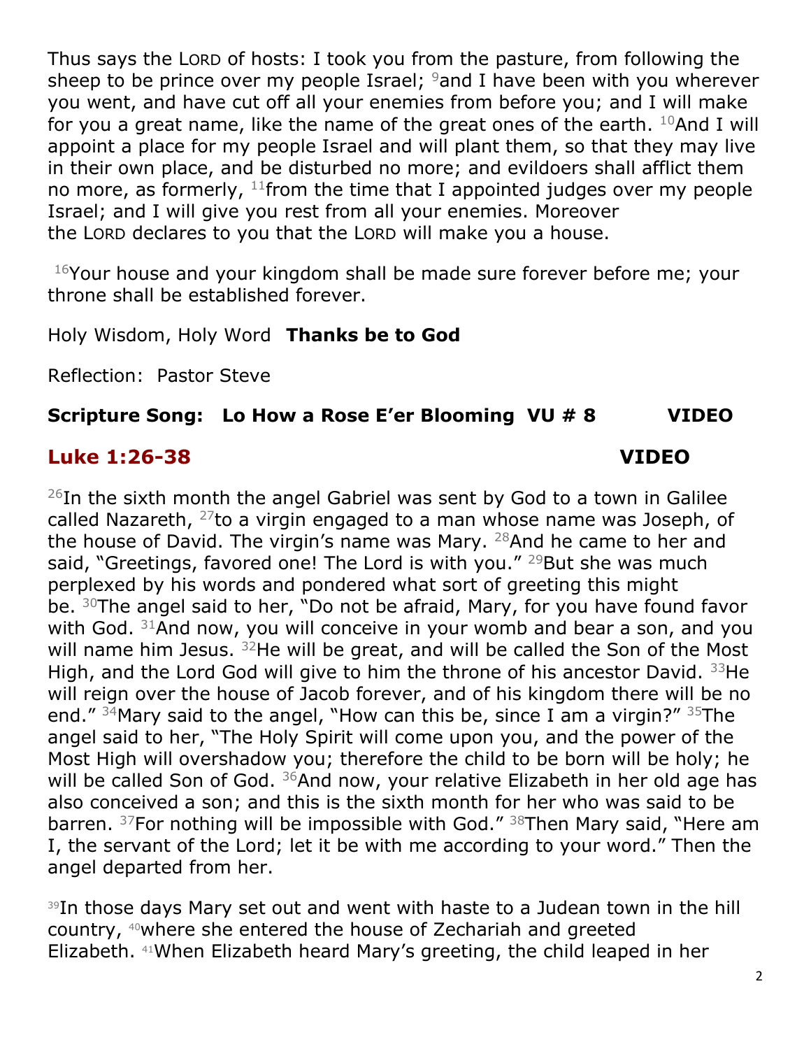Thus says the LORD of hosts: I took you from the pasture, from following the sheep to be prince over my people Israel; [9]and I have been with you wherever you went, and have cut off all your enemies from before you; and I will make for you a great name, like the name of the great ones of the earth. [10]And I will appoint a place for my people Israel and will plant them, so that they may live in their own place, and be disturbed no more; and evildoers shall afflict them no more, as formerly, [11]from the time that I appointed judges over my people Israel; and I will give you rest from all your enemies. Moreover the LORD declares to you that the LORD will make you a house.

[16]Your house and your kingdom shall be made sure forever before me; your throne shall be established forever.

Holy Wisdom, Holy Word **Thanks be to God**

Reflection: Pastor Steve

**Scripture Song: Lo How a Rose E'er Blooming VU # 8 VIDEO**

## Luke 1:26-38 VIDEO

[26]In the sixth month the angel Gabriel was sent by God to a town in Galilee called Nazareth, [27]to a virgin engaged to a man whose name was Joseph, of the house of David. The virgin's name was Mary. [28]And he came to her and said, "Greetings, favored one! The Lord is with you." [29]But she was much perplexed by his words and pondered what sort of greeting this might be. [30]The angel said to her, "Do not be afraid, Mary, for you have found favor with God. [31]And now, you will conceive in your womb and bear a son, and you will name him Jesus. [32]He will be great, and will be called the Son of the Most High, and the Lord God will give to him the throne of his ancestor David. [33]He will reign over the house of Jacob forever, and of his kingdom there will be no end." [34]Mary said to the angel, "How can this be, since I am a virgin?" [35]The angel said to her, "The Holy Spirit will come upon you, and the power of the Most High will overshadow you; therefore the child to be born will be holy; he will be called Son of God. [36]And now, your relative Elizabeth in her old age has also conceived a son; and this is the sixth month for her who was said to be barren. [37]For nothing will be impossible with God." [38]Then Mary said, "Here am I, the servant of the Lord; let it be with me according to your word." Then the angel departed from her.

[39]In those days Mary set out and went with haste to a Judean town in the hill country, [40]where she entered the house of Zechariah and greeted Elizabeth. [41]When Elizabeth heard Mary's greeting, the child leaped in her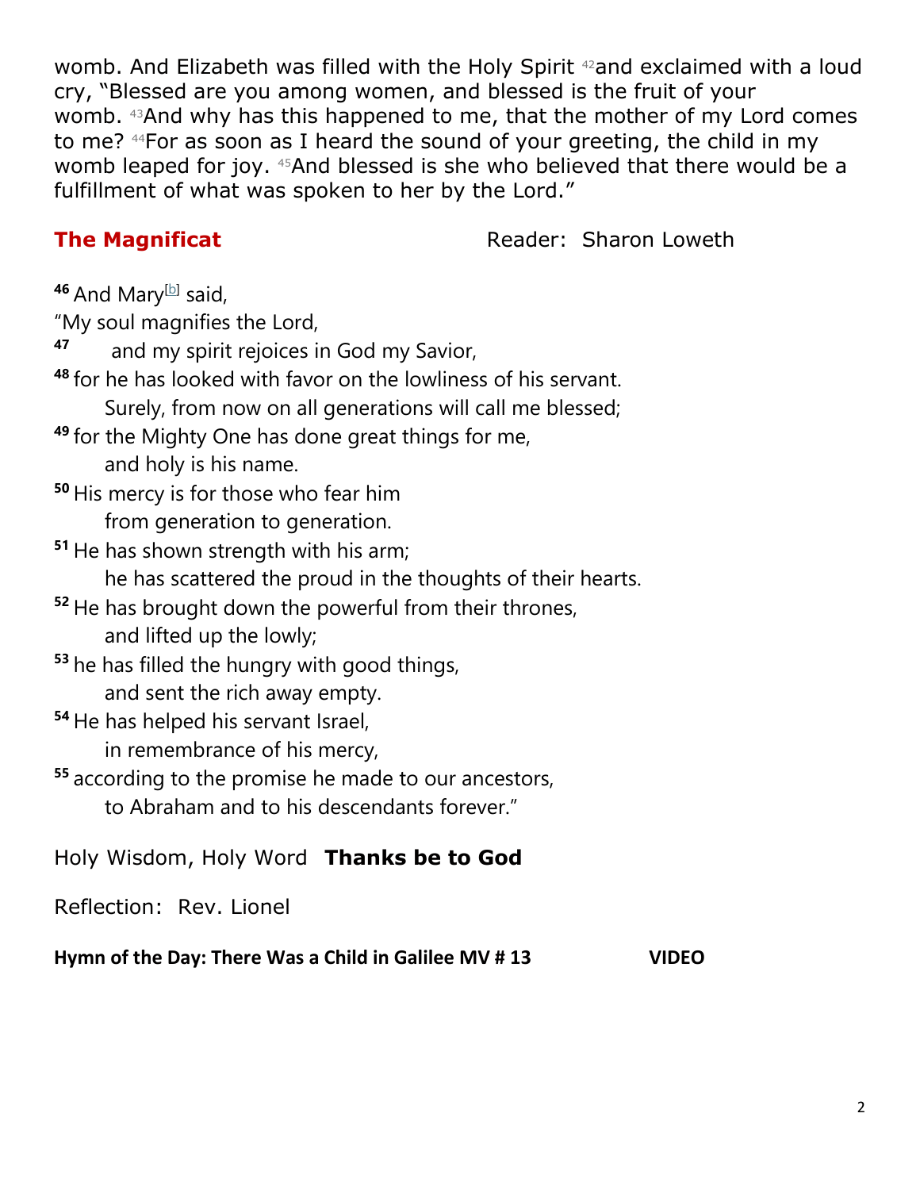womb. And Elizabeth was filled with the Holy Spirit [42]and exclaimed with a loud cry, "Blessed are you among women, and blessed is the fruit of your womb. [43]And why has this happened to me, that the mother of my Lord comes to me? [44]For as soon as I heard the sound of your greeting, the child in my womb leaped for joy. [45]And blessed is she who believed that there would be a fulfillment of what was spoken to her by the Lord."

**The Magnificat** Reader: Sharon Loweth

**46** And Mary[b] said,
"My soul magnifies the Lord,
**47** and my spirit rejoices in God my Savior,
**48** for he has looked with favor on the lowliness of his servant.
Surely, from now on all generations will call me blessed;
**49** for the Mighty One has done great things for me,
and holy is his name.
**50** His mercy is for those who fear him
from generation to generation.
**51** He has shown strength with his arm;
he has scattered the proud in the thoughts of their hearts.
**52** He has brought down the powerful from their thrones,
and lifted up the lowly;
**53** he has filled the hungry with good things,
and sent the rich away empty.
**54** He has helped his servant Israel,
in remembrance of his mercy,
**55** according to the promise he made to our ancestors,
to Abraham and to his descendants forever."

Holy Wisdom, Holy Word **Thanks be to God**

Reflection: Rev. Lionel

**Hymn of the Day: There Was a Child in Galilee MV # 13** **VIDEO**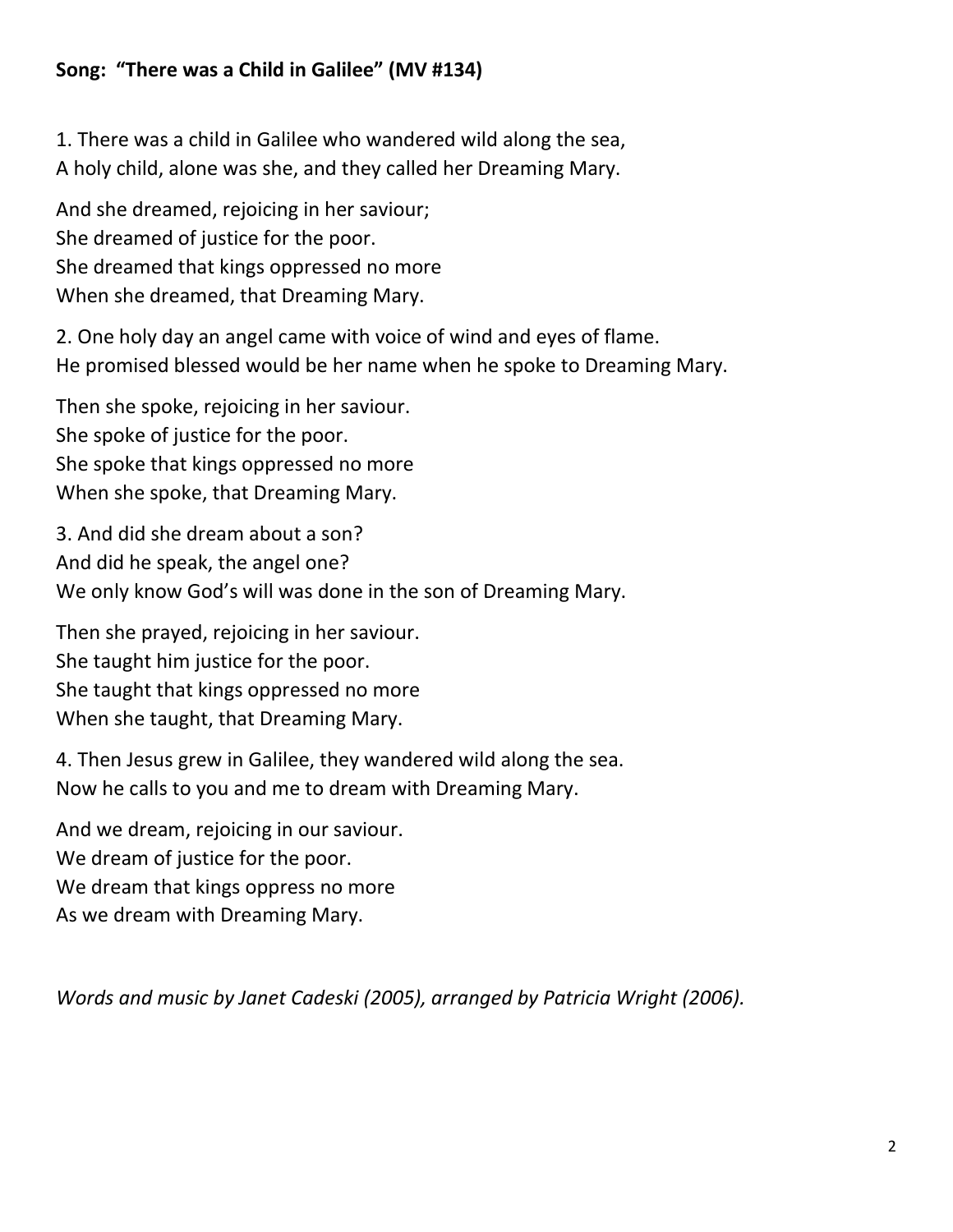**Song: "There was a Child in Galilee" (MV #134)**

1. There was a child in Galilee who wandered wild along the sea,  
A holy child, alone was she, and they called her Dreaming Mary.

And she dreamed, rejoicing in her saviour;  
She dreamed of justice for the poor.  
She dreamed that kings oppressed no more  
When she dreamed, that Dreaming Mary.

2. One holy day an angel came with voice of wind and eyes of flame.  
He promised blessed would be her name when he spoke to Dreaming Mary.

Then she spoke, rejoicing in her saviour.  
She spoke of justice for the poor.  
She spoke that kings oppressed no more  
When she spoke, that Dreaming Mary.

3. And did she dream about a son?  
And did he speak, the angel one?  
We only know God's will was done in the son of Dreaming Mary.

Then she prayed, rejoicing in her saviour.  
She taught him justice for the poor.  
She taught that kings oppressed no more  
When she taught, that Dreaming Mary.

4. Then Jesus grew in Galilee, they wandered wild along the sea.  
Now he calls to you and me to dream with Dreaming Mary.

And we dream, rejoicing in our saviour.  
We dream of justice for the poor.  
We dream that kings oppress no more  
As we dream with Dreaming Mary.

*Words and music by Janet Cadeski (2005), arranged by Patricia Wright (2006).*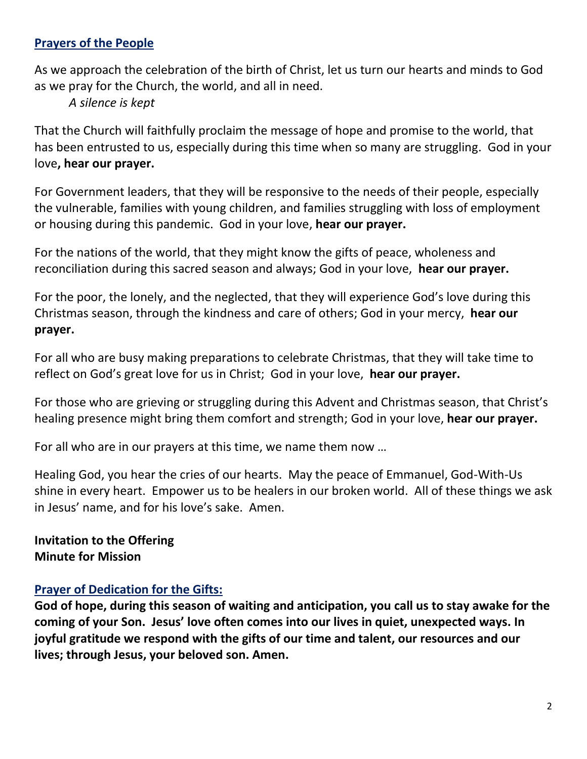## Prayers of the People

As we approach the celebration of the birth of Christ, let us turn our hearts and minds to God as we pray for the Church, the world, and all in need.

*A silence is kept*

That the Church will faithfully proclaim the message of hope and promise to the world, that has been entrusted to us, especially during this time when so many are struggling. God in your love**, hear our prayer.**

For Government leaders, that they will be responsive to the needs of their people, especially the vulnerable, families with young children, and families struggling with loss of employment or housing during this pandemic. God in your love, **hear our prayer.**

For the nations of the world, that they might know the gifts of peace, wholeness and reconciliation during this sacred season and always; God in your love, **hear our prayer.**

For the poor, the lonely, and the neglected, that they will experience God's love during this Christmas season, through the kindness and care of others; God in your mercy, **hear our prayer.**

For all who are busy making preparations to celebrate Christmas, that they will take time to reflect on God's great love for us in Christ; God in your love, **hear our prayer.**

For those who are grieving or struggling during this Advent and Christmas season, that Christ's healing presence might bring them comfort and strength; God in your love, **hear our prayer.**

For all who are in our prayers at this time, we name them now …

Healing God, you hear the cries of our hearts. May the peace of Emmanuel, God-With-Us shine in every heart. Empower us to be healers in our broken world. All of these things we ask in Jesus' name, and for his love's sake. Amen.

**Invitation to the Offering**
**Minute for Mission**

## Prayer of Dedication for the Gifts:

**God of hope, during this season of waiting and anticipation, you call us to stay awake for the coming of your Son. Jesus' love often comes into our lives in quiet, unexpected ways. In joyful gratitude we respond with the gifts of our time and talent, our resources and our lives; through Jesus, your beloved son. Amen.**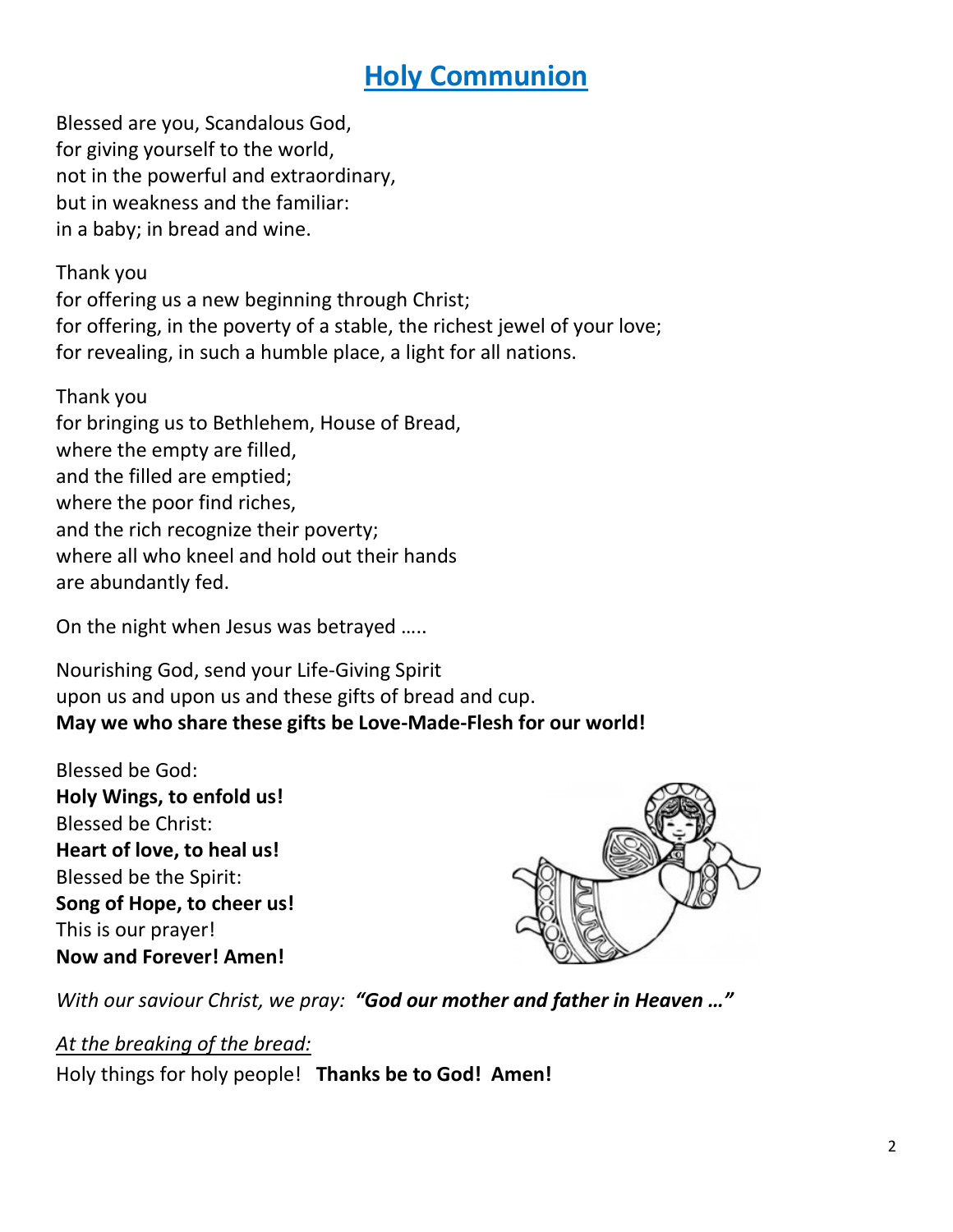# Holy Communion

Blessed are you, Scandalous God,
for giving yourself to the world,
not in the powerful and extraordinary,
but in weakness and the familiar:
in a baby; in bread and wine.

Thank you
for offering us a new beginning through Christ;
for offering, in the poverty of a stable, the richest jewel of your love;
for revealing, in such a humble place, a light for all nations.

Thank you
for bringing us to Bethlehem, House of Bread,
where the empty are filled,
and the filled are emptied;
where the poor find riches,
and the rich recognize their poverty;
where all who kneel and hold out their hands
are abundantly fed.

On the night when Jesus was betrayed …..

Nourishing God, send your Life-Giving Spirit
upon us and upon us and these gifts of bread and cup.
**May we who share these gifts be Love-Made-Flesh for our world!**

Blessed be God:
**Holy Wings, to enfold us!**
Blessed be Christ:
**Heart of love, to heal us!**
Blessed be the Spirit:
**Song of Hope, to cheer us!**
This is our prayer!
**Now and Forever! Amen!**

*With our saviour Christ, we pray:* ***"God our mother and father in Heaven …"***

*At the breaking of the bread:*
Holy things for holy people! **Thanks be to God! Amen!**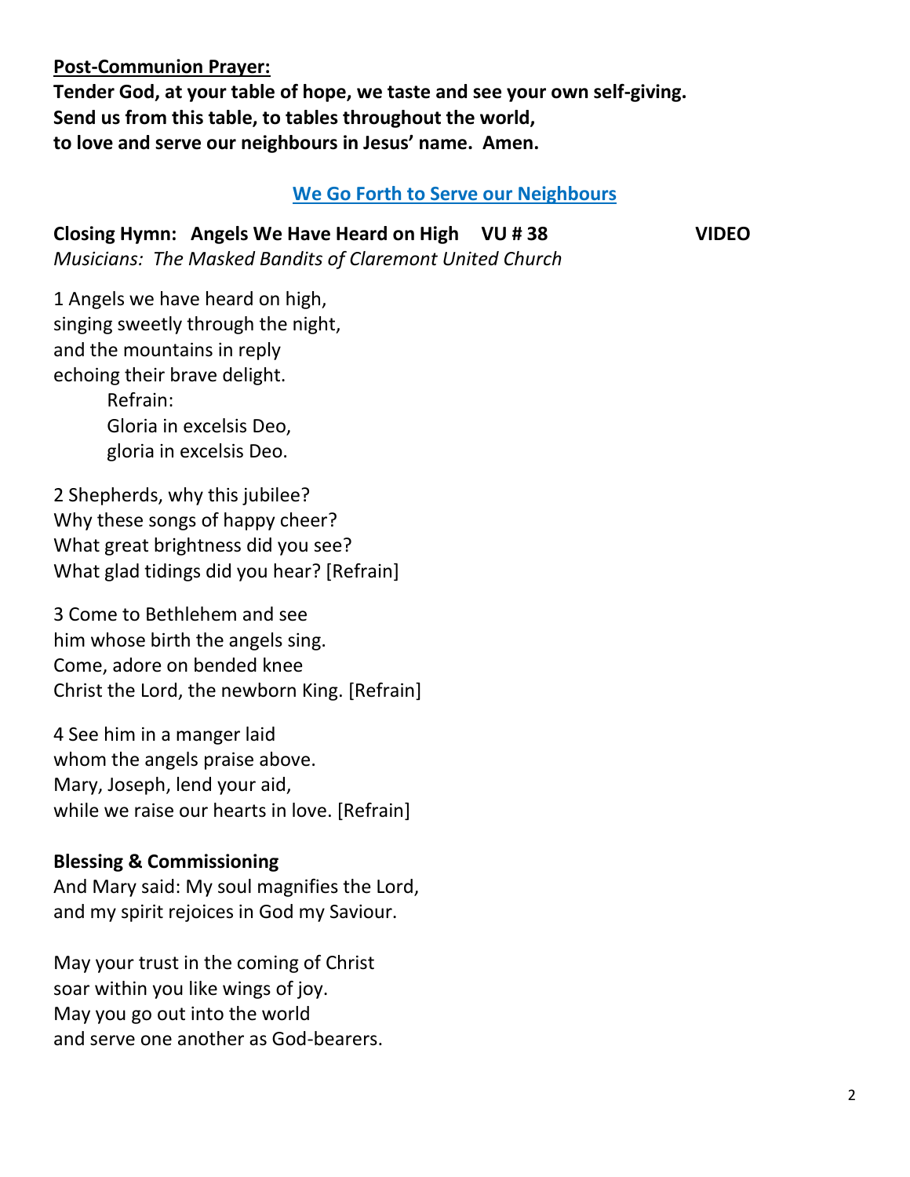**Post-Communion Prayer:**
**Tender God, at your table of hope, we taste and see your own self-giving.**
**Send us from this table, to tables throughout the world,**
**to love and serve our neighbours in Jesus' name. Amen.**

## We Go Forth to Serve our Neighbours

**Closing Hymn: Angels We Have Heard on High VU # 38** **VIDEO**
*Musicians: The Masked Bandits of Claremont United Church*

1 Angels we have heard on high,
singing sweetly through the night,
and the mountains in reply
echoing their brave delight.
    Refrain:
    Gloria in excelsis Deo,
    gloria in excelsis Deo.

2 Shepherds, why this jubilee?
Why these songs of happy cheer?
What great brightness did you see?
What glad tidings did you hear? [Refrain]

3 Come to Bethlehem and see
him whose birth the angels sing.
Come, adore on bended knee
Christ the Lord, the newborn King. [Refrain]

4 See him in a manger laid
whom the angels praise above.
Mary, Joseph, lend your aid,
while we raise our hearts in love. [Refrain]

**Blessing & Commissioning**
And Mary said: My soul magnifies the Lord,
and my spirit rejoices in God my Saviour.

May your trust in the coming of Christ
soar within you like wings of joy.
May you go out into the world
and serve one another as God-bearers.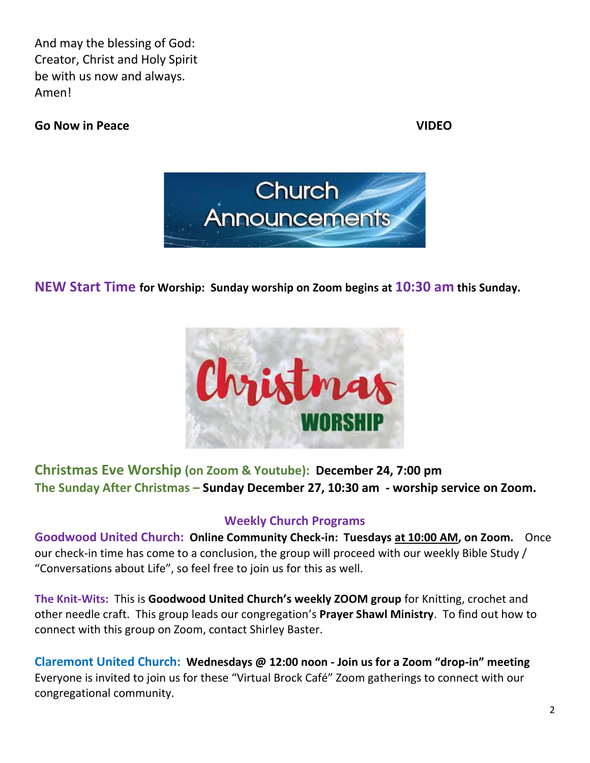And may the blessing of God:
Creator, Christ and Holy Spirit
be with us now and always.
Amen!

**Go Now in Peace** **VIDEO**

Church Announcements

**NEW Start Time for Worship: Sunday worship on Zoom begins at 10:30 am this Sunday.**

Christmas WORSHIP

**Christmas Eve Worship (on Zoom & Youtube): December 24, 7:00 pm**
**The Sunday After Christmas – Sunday December 27, 10:30 am - worship service on Zoom.**

## Weekly Church Programs

**Goodwood United Church: Online Community Check-in: Tuesdays at 10:00 AM, on Zoom.** Once our check-in time has come to a conclusion, the group will proceed with our weekly Bible Study / "Conversations about Life", so feel free to join us for this as well.

**The Knit-Wits:** This is **Goodwood United Church's weekly ZOOM group** for Knitting, crochet and other needle craft. This group leads our congregation's **Prayer Shawl Ministry**. To find out how to connect with this group on Zoom, contact Shirley Baster.

**Claremont United Church: Wednesdays @ 12:00 noon - Join us for a Zoom "drop-in" meeting**
Everyone is invited to join us for these "Virtual Brock Café" Zoom gatherings to connect with our congregational community.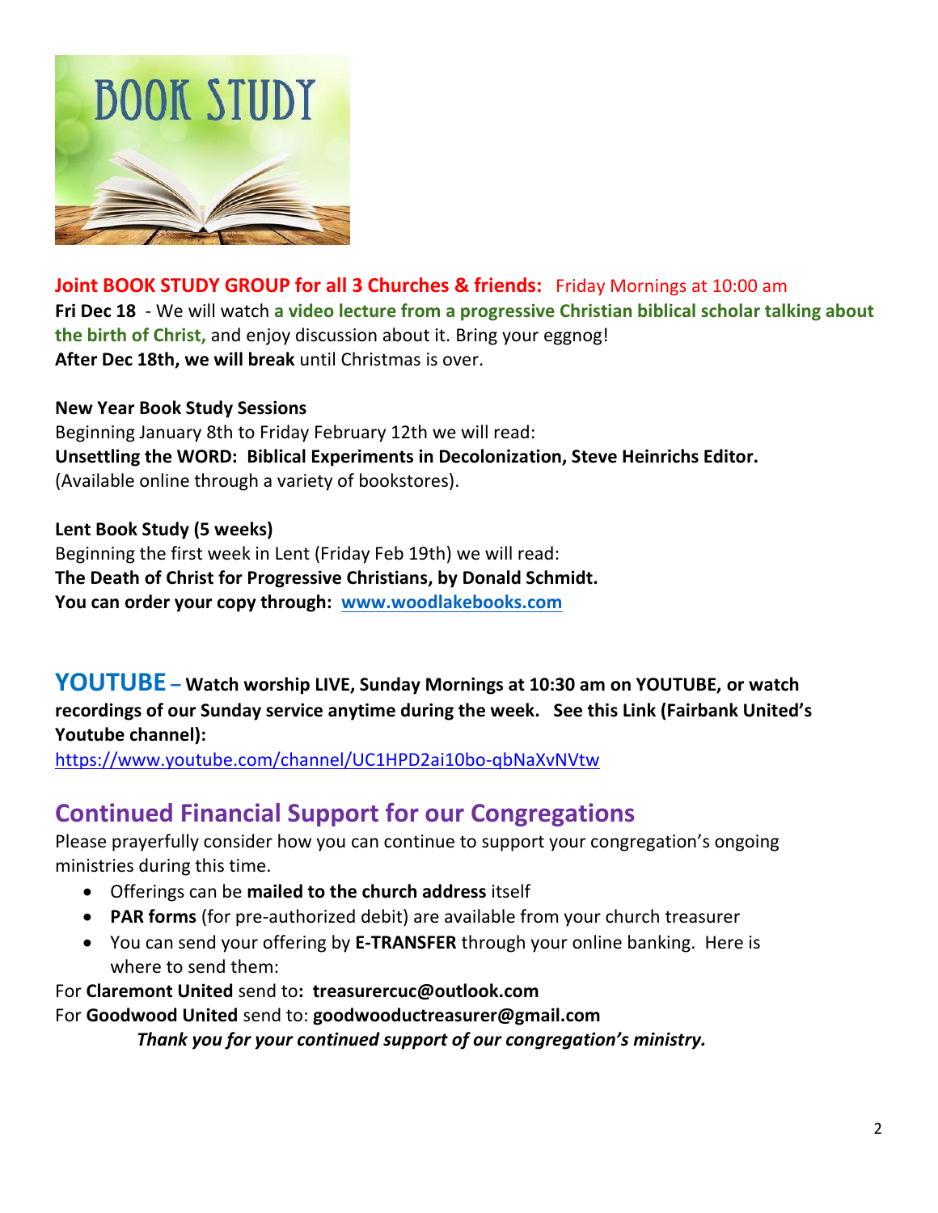**Joint BOOK STUDY GROUP for all 3 Churches & friends:** Friday Mornings at 10:00 am

**Fri Dec 18** - We will watch **a video lecture from a progressive Christian biblical scholar talking about the birth of Christ,** and enjoy discussion about it. Bring your eggnog!

**After Dec 18th, we will break** until Christmas is over.

**New Year Book Study Sessions**

Beginning January 8th to Friday February 12th we will read:

**Unsettling the WORD: Biblical Experiments in Decolonization, Steve Heinrichs Editor.**

(Available online through a variety of bookstores).

**Lent Book Study (5 weeks)**

Beginning the first week in Lent (Friday Feb 19th) we will read:

**The Death of Christ for Progressive Christians, by Donald Schmidt.**

**You can order your copy through: www.woodlakebooks.com**

## YOUTUBE – Watch worship LIVE, Sunday Mornings at 10:30 am on YOUTUBE, or watch recordings of our Sunday service anytime during the week. See this Link (Fairbank United's Youtube channel):

https://www.youtube.com/channel/UC1HPD2ai10bo-qbNaXvNVtw

## Continued Financial Support for our Congregations

Please prayerfully consider how you can continue to support your congregation's ongoing ministries during this time.

- Offerings can be **mailed to the church address** itself
- **PAR forms** (for pre-authorized debit) are available from your church treasurer
- You can send your offering by **E-TRANSFER** through your online banking. Here is where to send them:

For **Claremont United** send to**: treasurercuc@outlook.com**

For **Goodwood United** send to: **goodwooductreasurer@gmail.com**

***Thank you for your continued support of our congregation's ministry.***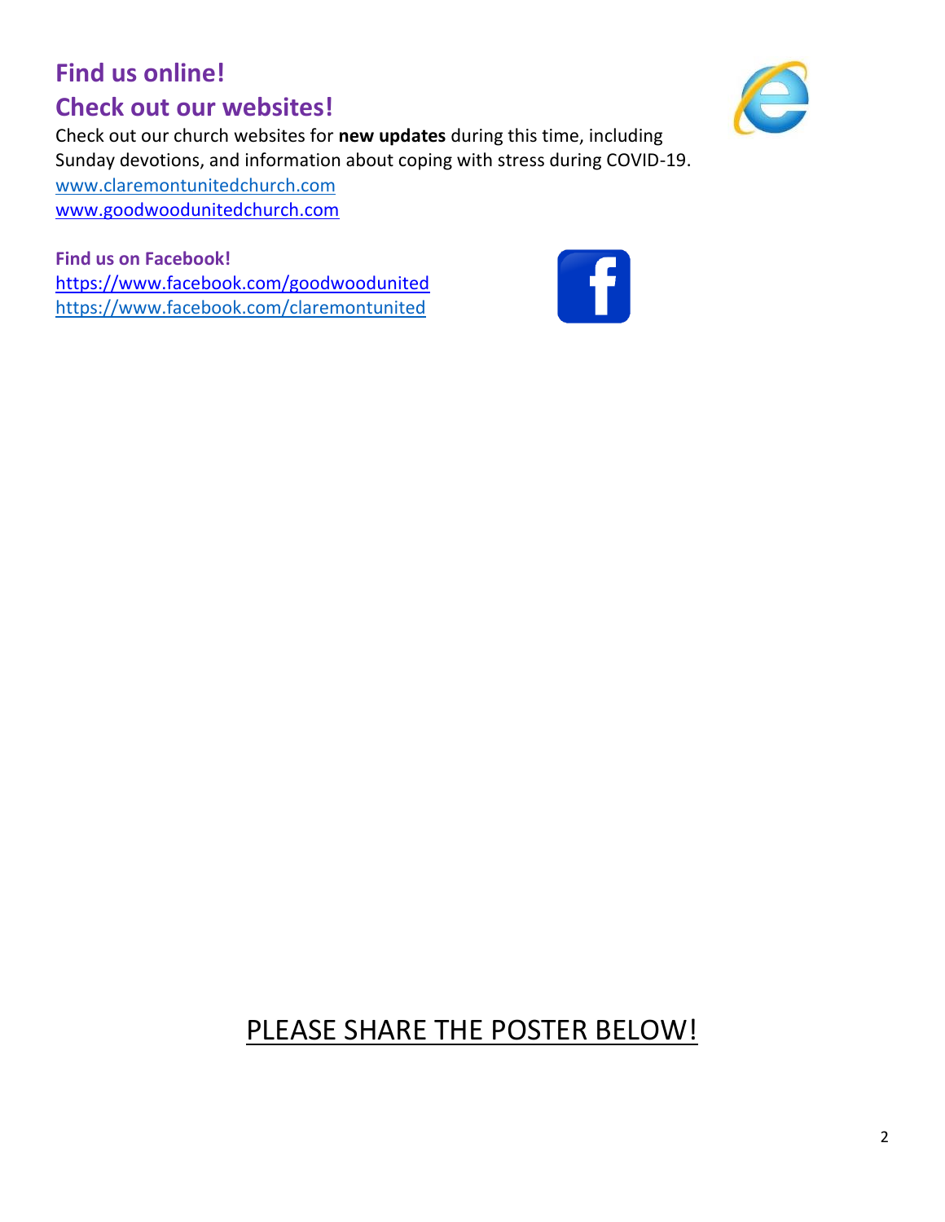## Find us online!

## Check out our websites!

Check out our church websites for **new updates** during this time, including Sunday devotions, and information about coping with stress during COVID-19.

www.claremontunitedchurch.com
www.goodwoodunitedchurch.com

**Find us on Facebook!**

https://www.facebook.com/goodwoodunited
https://www.facebook.com/claremontunited

PLEASE SHARE THE POSTER BELOW!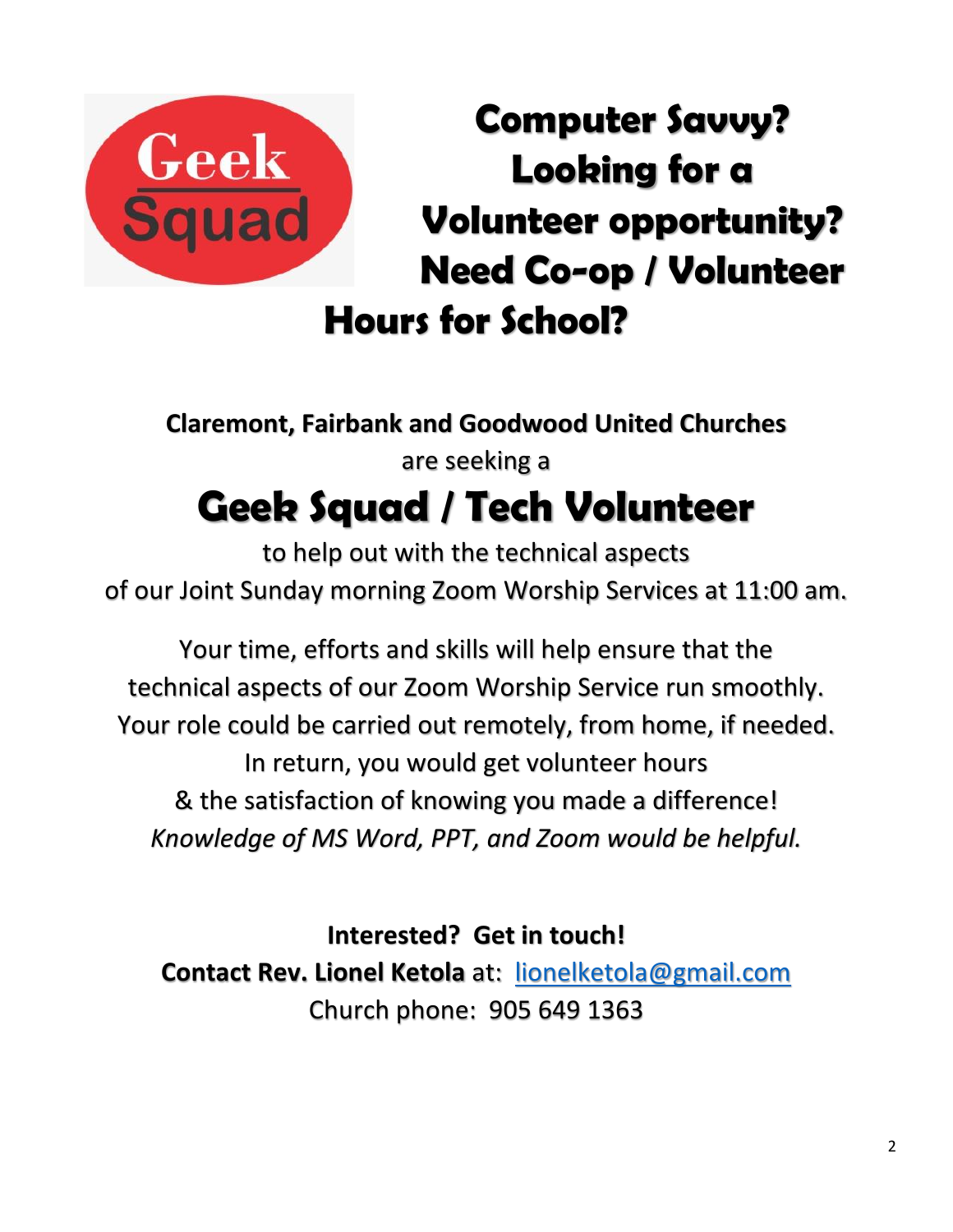Geek Squad

# Computer Savvy? Looking for a Volunteer opportunity? Need Co-op / Volunteer Hours for School?

**Claremont, Fairbank and Goodwood United Churches**

are seeking a

## Geek Squad / Tech Volunteer

to help out with the technical aspects
of our Joint Sunday morning Zoom Worship Services at 11:00 am.

Your time, efforts and skills will help ensure that the
technical aspects of our Zoom Worship Service run smoothly.
Your role could be carried out remotely, from home, if needed.
In return, you would get volunteer hours
& the satisfaction of knowing you made a difference!
*Knowledge of MS Word, PPT, and Zoom would be helpful.*

**Interested? Get in touch!**
**Contact Rev. Lionel Ketola** at: lionelketola@gmail.com
Church phone: 905 649 1363